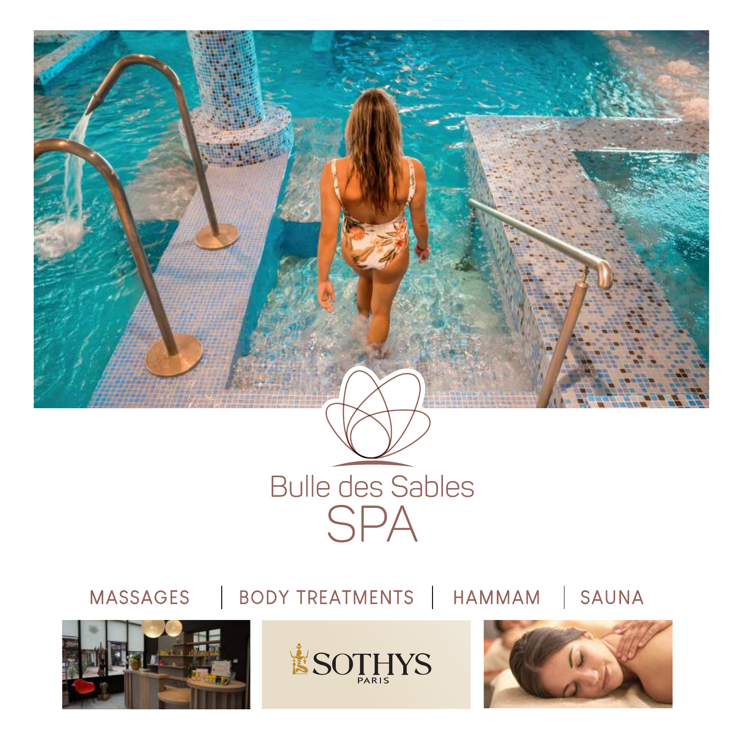# Bulle des Sables SPA

MASSAGES | BODY TREATMENTS | HAMMAM | SAUNA

SOTHYS PARIS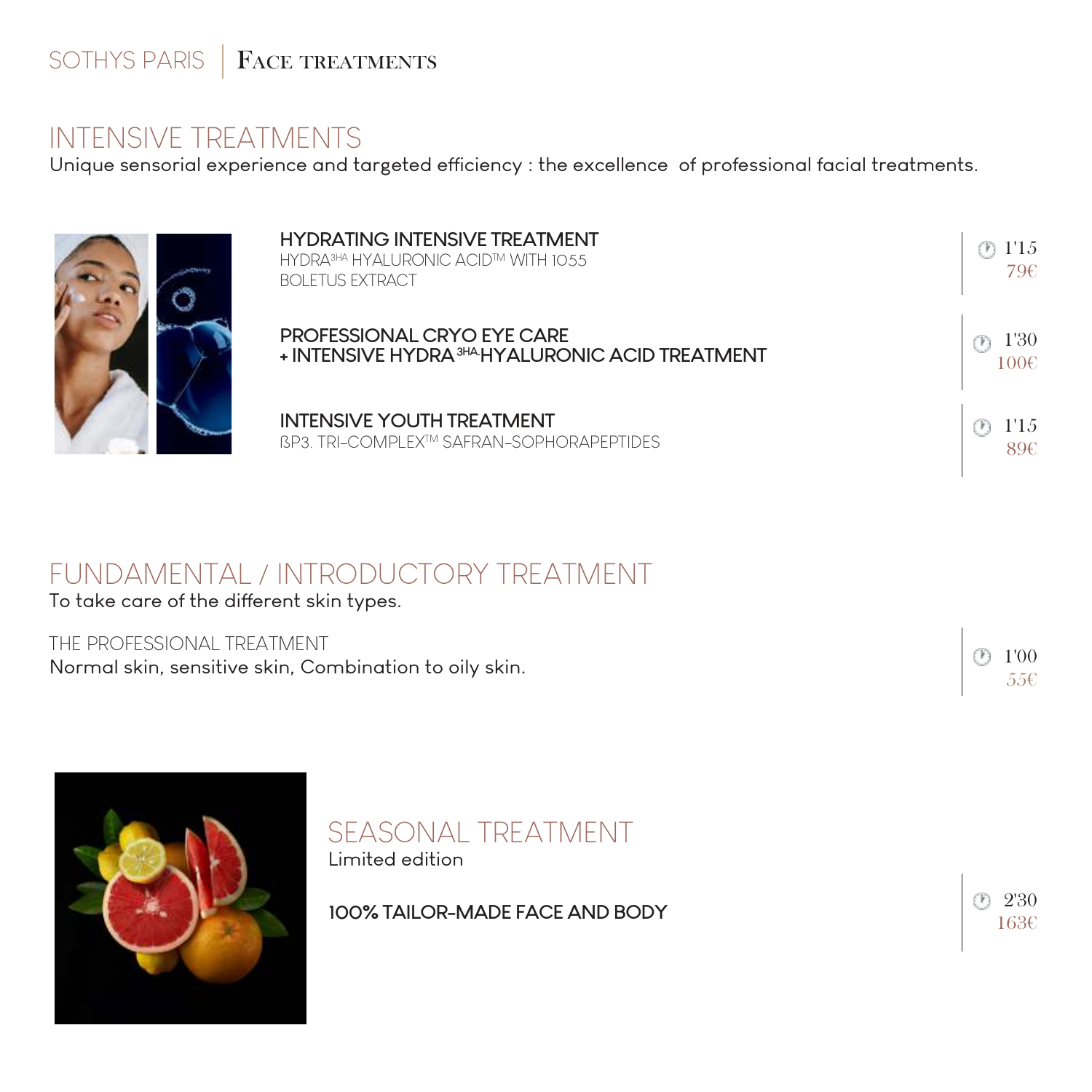SOTHYS PARIS | Face treatments

## INTENSIVE TREATMENTS

Unique sensorial experience and targeted efficiency : the excellence of professional facial treatments.

**HYDRATING INTENSIVE TREATMENT**
HYDRA[3HA] HYALURONIC ACID™ WITH 1055 BOLETUS EXTRACT
1'15 — 79€

**PROFESSIONAL CRYO EYE CARE + INTENSIVE HYDRA [3HA] HYALURONIC ACID TREATMENT**
1'30 — 100€

**INTENSIVE YOUTH TREATMENT**
ßP3. TRI-COMPLEX™ SAFRAN-SOPHORAPEPTIDES
1'15 — 89€

## FUNDAMENTAL / INTRODUCTORY TREATMENT

To take care of the different skin types.

THE PROFESSIONAL TREATMENT
Normal skin, sensitive skin, Combination to oily skin.
1'00 — 55€

## SEASONAL TREATMENT

Limited edition

**100% TAILOR-MADE FACE AND BODY**
2'30 — 163€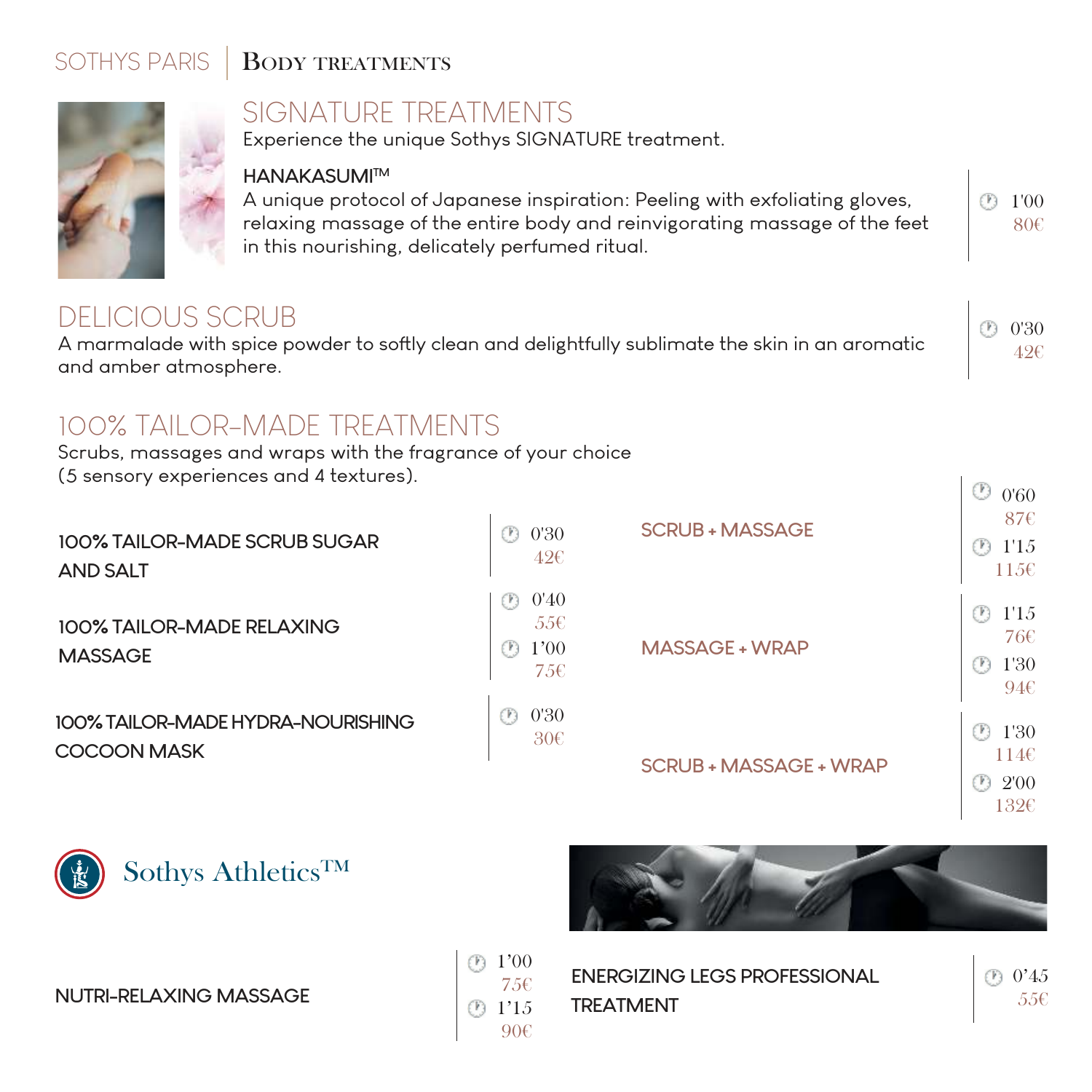SOTHYS PARIS | **Body treatments**

## SIGNATURE TREATMENTS

Experience the unique Sothys SIGNATURE treatment.

**HANAKASUMI™**

A unique protocol of Japanese inspiration: Peeling with exfoliating gloves, relaxing massage of the entire body and reinvigorating massage of the feet in this nourishing, delicately perfumed ritual.

1'00 — 80€

## DELICIOUS SCRUB

A marmalade with spice powder to softly clean and delightfully sublimate the skin in an aromatic and amber atmosphere.

0'30 — 42€

## 100% TAILOR-MADE TREATMENTS

Scrubs, massages and wraps with the fragrance of your choice (5 sensory experiences and 4 textures).

| Treatment | Duration / Price |
|---|---|
| **100% TAILOR-MADE SCRUB SUGAR AND SALT** | 0'30 — 42€ |
| **100% TAILOR-MADE RELAXING MASSAGE** | 0'40 — 55€ / 1'00 — 75€ |
| **100% TAILOR-MADE HYDRA-NOURISHING COCOON MASK** | 0'30 — 30€ |
| **SCRUB + MASSAGE** | 0'60 — 87€ / 1'15 — 115€ |
| **MASSAGE + WRAP** | 1'15 — 76€ / 1'30 — 94€ |
| **SCRUB + MASSAGE + WRAP** | 1'30 — 114€ / 2'00 — 132€ |

## Sothys Athletics™

| Treatment | Duration / Price |
|---|---|
| **NUTRI-RELAXING MASSAGE** | 1'00 — 75€ / 1'15 — 90€ |
| **ENERGIZING LEGS PROFESSIONAL TREATMENT** | 0'45 — 55€ |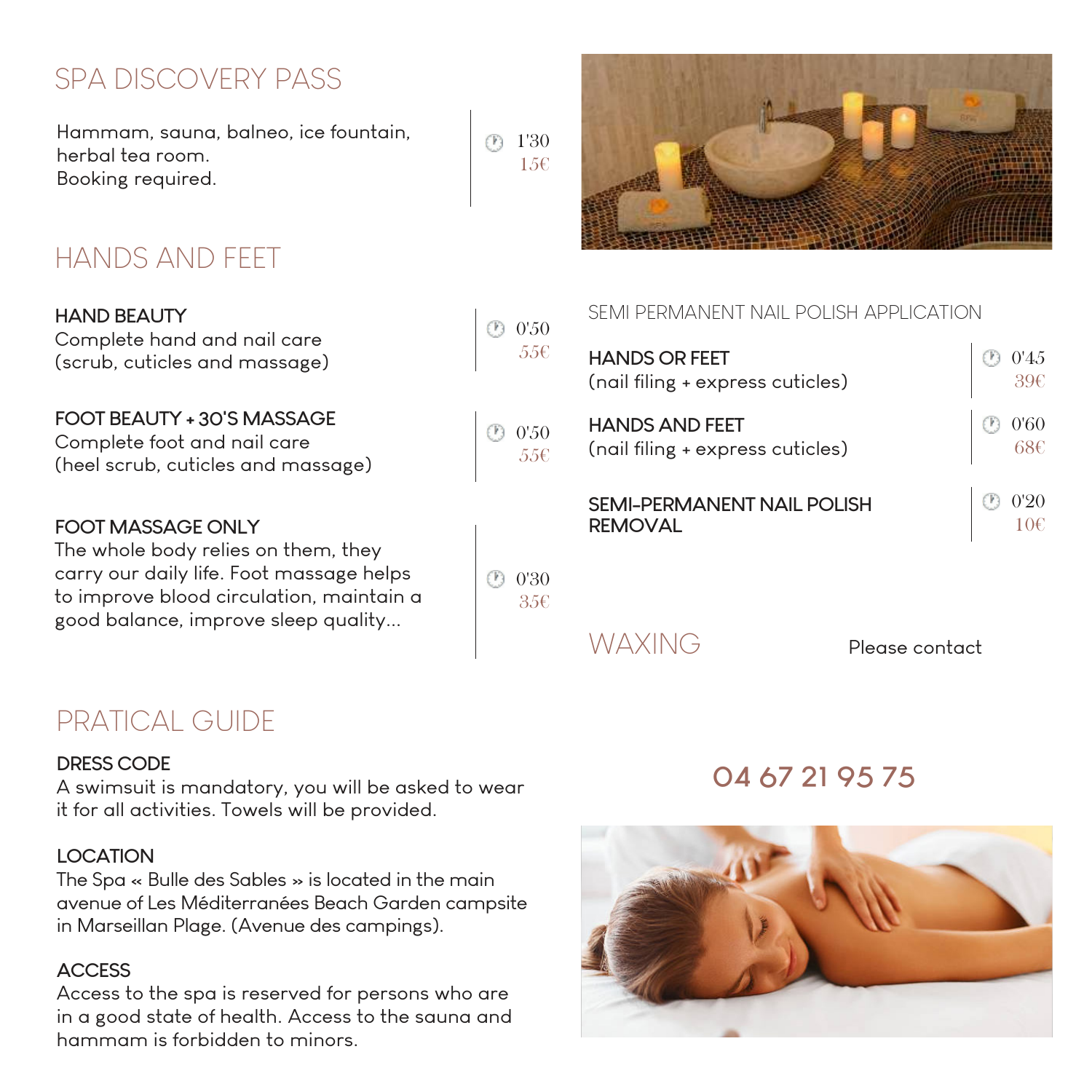## SPA DISCOVERY PASS

Hammam, sauna, balneo, ice fountain, herbal tea room.
Booking required.

1'30
15€

## HANDS AND FEET

**HAND BEAUTY**
Complete hand and nail care (scrub, cuticles and massage)

0'50
55€

**FOOT BEAUTY + 30'S MASSAGE**
Complete foot and nail care (heel scrub, cuticles and massage)

0'50
55€

**FOOT MASSAGE ONLY**
The whole body relies on them, they carry our daily life. Foot massage helps to improve blood circulation, maintain a good balance, improve sleep quality...

0'30
35€

SEMI PERMANENT NAIL POLISH APPLICATION

**HANDS OR FEET**
(nail filing + express cuticles)

0'45
39€

**HANDS AND FEET**
(nail filing + express cuticles)

0'60
68€

**SEMI-PERMANENT NAIL POLISH REMOVAL**

0'20
10€

## WAXING

Please contact

## PRATICAL GUIDE

**DRESS CODE**
A swimsuit is mandatory, you will be asked to wear it for all activities. Towels will be provided.

**LOCATION**
The Spa « Bulle des Sables » is located in the main avenue of Les Méditerranées Beach Garden campsite in Marseillan Plage. (Avenue des campings).

**ACCESS**
Access to the spa is reserved for persons who are in a good state of health. Access to the sauna and hammam is forbidden to minors.

04 67 21 95 75